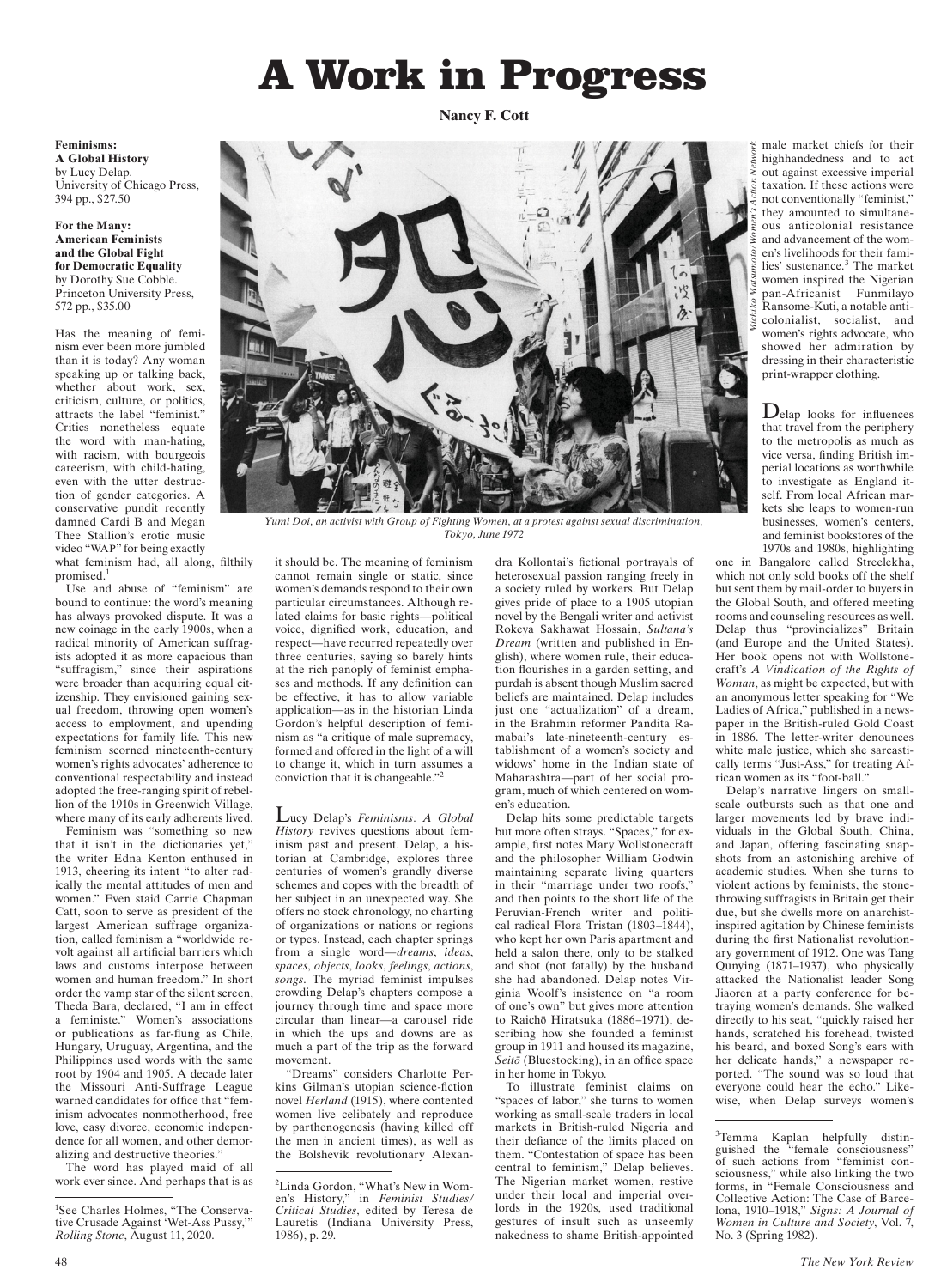# A Work in Progress

**Nancy F. Cott**

**Feminisms: A Global History**
by Lucy Delap.
University of Chicago Press, 394 pp., $27.50

**For the Many: American Feminists and the Global Fight for Democratic Equality**
by Dorothy Sue Cobble.
Princeton University Press, 572 pp., $35.00

Has the meaning of feminism ever been more jumbled than it is today? Any woman speaking up or talking back, whether about work, sex, criticism, culture, or politics, attracts the label "feminist." Critics nonetheless equate the word with man-hating, with racism, with bourgeois careerism, with child-hating, even with the utter destruction of gender categories. A conservative pundit recently damned Cardi B and Megan Thee Stallion's erotic music video "WAP" for being exactly what feminism had, all along, filthily promised.[1]

Use and abuse of "feminism" are bound to continue: the word's meaning has always provoked dispute. It was a new coinage in the early 1900s, when a radical minority of American suffragists adopted it as more capacious than "suffragism," since their aspirations were broader than acquiring equal citizenship. They envisioned gaining sexual freedom, throwing open women's access to employment, and upending expectations for family life. This new feminism scorned nineteenth-century women's rights advocates' adherence to conventional respectability and instead adopted the free-ranging spirit of rebellion of the 1910s in Greenwich Village, where many of its early adherents lived.

Feminism was "something so new that it isn't in the dictionaries yet," the writer Edna Kenton enthused in 1913, cheering its intent "to alter radically the mental attitudes of men and women." Even staid Carrie Chapman Catt, soon to serve as president of the largest American suffrage organization, called feminism a "worldwide revolt against all artificial barriers which laws and customs interpose between women and human freedom." In short order the vamp star of the silent screen, Theda Bara, declared, "I am in effect a feministe." Women's associations or publications as far-flung as Chile, Hungary, Uruguay, Argentina, and the Philippines used words with the same root by 1904 and 1905. A decade later the Missouri Anti-Suffrage League warned candidates for office that "feminism advocates nonmotherhood, free love, easy divorce, economic independence for all women, and other demoralizing and destructive theories."

The word has played maid of all work ever since. And perhaps that is as it should be. The meaning of feminism cannot remain single or static, since women's demands respond to their own particular circumstances. Although related claims for basic rights—political voice, dignified work, education, and respect—have recurred repeatedly over three centuries, saying so barely hints at the rich panoply of feminist emphases and methods. If any definition can be effective, it has to allow variable application—as in the historian Linda Gordon's helpful description of feminism as "a critique of male supremacy, formed and offered in the light of a will to change it, which in turn assumes a conviction that it is changeable."[2]

Yumi Doi, an activist with Group of Fighting Women, at a protest against sexual discrimination, Tokyo, June 1972

Lucy Delap's *Feminisms: A Global History* revives questions about feminism past and present. Delap, a historian at Cambridge, explores three centuries of women's grandly diverse schemes and copes with the breadth of her subject in an unexpected way. She offers no stock chronology, no charting of organizations or nations or regions or types. Instead, each chapter springs from a single word—*dreams*, *ideas*, *spaces*, *objects*, *looks*, *feelings*, *actions*, *songs*. The myriad feminist impulses crowding Delap's chapters compose a journey through time and space more circular than linear—a carousel ride in which the ups and downs are as much a part of the trip as the forward movement.

"Dreams" considers Charlotte Perkins Gilman's utopian science-fiction novel *Herland* (1915), where contented women live celibately and reproduce by parthenogenesis (having killed off the men in ancient times), as well as the Bolshevik revolutionary Alexandra Kollontai's fictional portrayals of heterosexual passion ranging freely in a society ruled by workers. But Delap gives pride of place to a 1905 utopian novel by the Bengali writer and activist Rokeya Sakhawat Hossain, *Sultana's Dream* (written and published in English), where women rule, their education flourishes in a garden setting, and purdah is absent though Muslim sacred beliefs are maintained. Delap includes just one "actualization" of a dream, in the Brahmin reformer Pandita Ramabai's late-nineteenth-century establishment of a women's society and widows' home in the Indian state of Maharashtra—part of her social program, much of which centered on women's education.

Delap hits some predictable targets but more often strays. "Spaces," for example, first notes Mary Wollstonecraft and the philosopher William Godwin maintaining separate living quarters in their "marriage under two roofs," and then points to the short life of the Peruvian-French writer and political radical Flora Tristan (1803–1844), who kept her own Paris apartment and held a salon there, only to be stalked and shot (not fatally) by the husband she had abandoned. Delap notes Virginia Woolf's insistence on "a room of one's own" but gives more attention to Raichō Hiratsuka (1886–1971), describing how she founded a feminist group in 1911 and housed its magazine, *Seitō* (Bluestocking), in an office space in her home in Tokyo.

To illustrate feminist claims on "spaces of labor," she turns to women working as small-scale traders in local markets in British-ruled Nigeria and their defiance of the limits placed on them. "Contestation of space has been central to feminism," Delap believes. The Nigerian market women, restive under their local and imperial overlords in the 1920s, used traditional gestures of insult such as unseemly nakedness to shame British-appointed male market chiefs for their highhandedness and to act out against excessive imperial taxation. If these actions were not conventionally "feminist," they amounted to simultaneous anticolonial resistance and advancement of the women's livelihoods for their families' sustenance.[3] The market women inspired the Nigerian pan-Africanist Funmilayo Ransome-Kuti, a notable anticolonialist, socialist, and women's rights advocate, who showed her admiration by dressing in their characteristic print-wrapper clothing.

Delap looks for influences that travel from the periphery to the metropolis as much as vice versa, finding British imperial locations as worthwhile to investigate as England itself. From local African markets she leaps to women-run businesses, women's centers, and feminist bookstores of the 1970s and 1980s, highlighting one in Bangalore called Streelekha, which not only sold books off the shelf but sent them by mail-order to buyers in the Global South, and offered meeting rooms and counseling resources as well. Delap thus "provincializes" Britain (and Europe and the United States). Her book opens not with Wollstonecraft's *A Vindication of the Rights of Woman*, as might be expected, but with an anonymous letter speaking for "We Ladies of Africa," published in a newspaper in the British-ruled Gold Coast in 1886. The letter-writer denounces white male justice, which she sarcastically terms "Just-Ass," for treating African women as its "foot-ball."

Delap's narrative lingers on small-scale outbursts such as that one and larger movements led by brave individuals in the Global South, China, and Japan, offering fascinating snapshots from an astonishing archive of academic studies. When she turns to violent actions by feminists, the stone-throwing suffragists in Britain get their due, but she dwells more on anarchist-inspired agitation by Chinese feminists during the first Nationalist revolutionary government of 1912. One was Tang Qunying (1871–1937), who physically attacked the Nationalist leader Song Jiaoren at a party conference for betraying women's demands. She walked directly to his seat, "quickly raised her hands, scratched his forehead, twisted his beard, and boxed Song's ears with her delicate hands," a newspaper reported. "The sound was so loud that everyone could hear the echo." Likewise, when Delap surveys women's

---

[1] See Charles Holmes, "The Conservative Crusade Against 'Wet-Ass Pussy,'" *Rolling Stone*, August 11, 2020.

[2] Linda Gordon, "What's New in Women's History," in *Feminist Studies/Critical Studies*, edited by Teresa de Lauretis (Indiana University Press, 1986), p. 29.

[3] Temma Kaplan helpfully distinguished the "female consciousness" of such actions from "feminist consciousness," while also linking the two forms, in "Female Consciousness and Collective Action: The Case of Barcelona, 1910–1918," *Signs: A Journal of Women in Culture and Society*, Vol. 7, No. 3 (Spring 1982).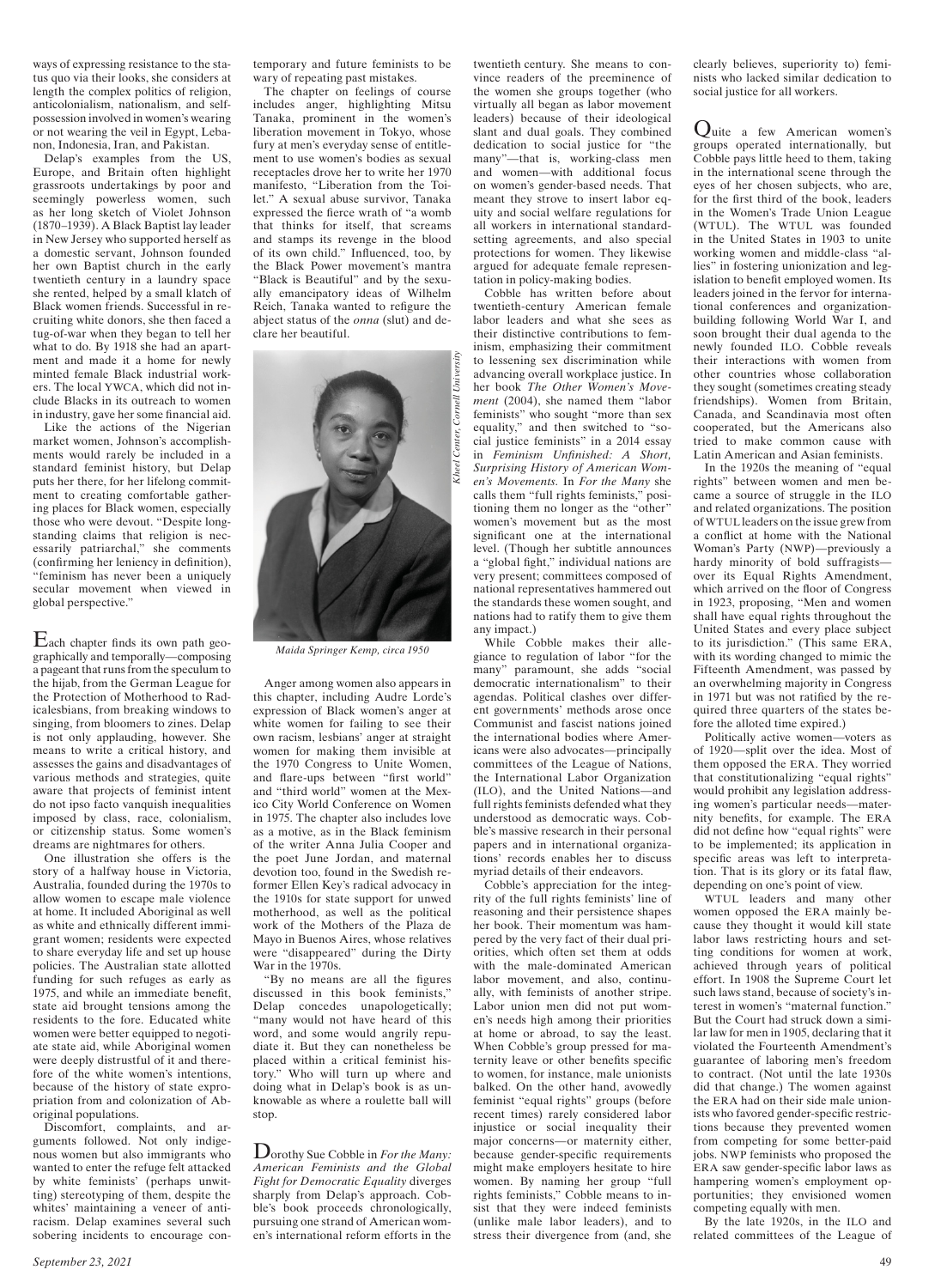ways of expressing resistance to the status quo via their looks, she considers at length the complex politics of religion, anticolonialism, nationalism, and self-possession involved in women's wearing or not wearing the veil in Egypt, Lebanon, Indonesia, Iran, and Pakistan.

Delap's examples from the US, Europe, and Britain often highlight grassroots undertakings by poor and seemingly powerless women, such as her long sketch of Violet Johnson (1870–1939). A Black Baptist lay leader in New Jersey who supported herself as a domestic servant, Johnson founded her own Baptist church in the early twentieth century in a laundry space she rented, helped by a small klatch of Black women friends. Successful in recruiting white donors, she then faced a tug-of-war when they began to tell her what to do. By 1918 she had an apartment and made it a home for newly minted female Black industrial workers. The local YWCA, which did not include Blacks in its outreach to women in industry, gave her some financial aid.

Like the actions of the Nigerian market women, Johnson's accomplishments would rarely be included in a standard feminist history, but Delap puts her there, for her lifelong commitment to creating comfortable gathering places for Black women, especially those who were devout. "Despite longstanding claims that religion is necessarily patriarchal," she comments (confirming her leniency in definition), "feminism has never been a uniquely secular movement when viewed in global perspective."

Each chapter finds its own path geographically and temporally—composing a pageant that runs from the speculum to the hijab, from the German League for the Protection of Motherhood to Radicalesbians, from breaking windows to singing, from bloomers to zines. Delap is not only applauding, however. She means to write a critical history, and assesses the gains and disadvantages of various methods and strategies, quite aware that projects of feminist intent do not ipso facto vanquish inequalities imposed by class, race, colonialism, or citizenship status. Some women's dreams are nightmares for others.

One illustration she offers is the story of a halfway house in Victoria, Australia, founded during the 1970s to allow women to escape male violence at home. It included Aboriginal as well as white and ethnically different immigrant women; residents were expected to share everyday life and set up house policies. The Australian state allotted funding for such refuges as early as 1975, and while an immediate benefit, state aid brought tensions among the residents to the fore. Educated white women were better equipped to negotiate state aid, while Aboriginal women were deeply distrustful of it and therefore of the white women's intentions, because of the history of state expropriation from and colonization of Aboriginal populations.

Discomfort, complaints, and arguments followed. Not only indigenous women but also immigrants who wanted to enter the refuge felt attacked by white feminists' (perhaps unwitting) stereotyping of them, despite the whites' maintaining a veneer of antiracism. Delap examines several such sobering incidents to encourage contemporary and future feminists to be wary of repeating past mistakes.

The chapter on feelings of course includes anger, highlighting Mitsu Tanaka, prominent in the women's liberation movement in Tokyo, whose fury at men's everyday sense of entitlement to use women's bodies as sexual receptacles drove her to write her 1970 manifesto, "Liberation from the Toilet." A sexual abuse survivor, Tanaka expressed the fierce wrath of "a womb that thinks for itself, that screams and stamps its revenge in the blood of its own child." Influenced, too, by the Black Power movement's mantra "Black is Beautiful" and by the sexually emancipatory ideas of Wilhelm Reich, Tanaka wanted to refigure the abject status of the *onna* (slut) and declare her beautiful.

*Kheel Center, Cornell University*

*Maida Springer Kemp, circa 1950*

Anger among women also appears in this chapter, including Audre Lorde's expression of Black women's anger at white women for failing to see their own racism, lesbians' anger at straight women for making them invisible at the 1970 Congress to Unite Women, and flare-ups between "first world" and "third world" women at the Mexico City World Conference on Women in 1975. The chapter also includes love as a motive, as in the Black feminism of the writer Anna Julia Cooper and the poet June Jordan, and maternal devotion too, found in the Swedish reformer Ellen Key's radical advocacy in the 1910s for state support for unwed motherhood, as well as the political work of the Mothers of the Plaza de Mayo in Buenos Aires, whose relatives were "disappeared" during the Dirty War in the 1970s.

"By no means are all the figures discussed in this book feminists," Delap concedes unapologetically; "many would not have heard of this word, and some would angrily repudiate it. But they can nonetheless be placed within a critical feminist history." Who will turn up where and doing what in Delap's book is as unknowable as where a roulette ball will stop.

Dorothy Sue Cobble in *For the Many: American Feminists and the Global Fight for Democratic Equality* diverges sharply from Delap's approach. Cobble's book proceeds chronologically, pursuing one strand of American women's international reform efforts in the twentieth century. She means to convince readers of the preeminence of the women she groups together (who virtually all began as labor movement leaders) because of their ideological slant and dual goals. They combined dedication to social justice for "the many"—that is, working-class men and women—with additional focus on women's gender-based needs. That meant they strove to insert labor equity and social welfare regulations for all workers in international standard-setting agreements, and also special protections for women. They likewise argued for adequate female representation in policy-making bodies.

Cobble has written before about twentieth-century American female labor leaders and what she sees as their distinctive contributions to feminism, emphasizing their commitment to lessening sex discrimination while advancing overall workplace justice. In her book *The Other Women's Movement* (2004), she named them "labor feminists" who sought "more than sex equality," and then switched to "social justice feminists" in a 2014 essay in *Feminism Unfinished: A Short, Surprising History of American Women's Movements*. In *For the Many* she calls them "full rights feminists," positioning them no longer as the "other" women's movement but as the most significant one at the international level. (Though her subtitle announces a "global fight," individual nations are very present; committees composed of national representatives hammered out the standards these women sought, and nations had to ratify them to give them any impact.)

While Cobble makes their allegiance to regulation of labor "for the many" paramount, she adds "social democratic internationalism" to their agendas. Political clashes over different governments' methods arose once Communist and fascist nations joined the international bodies where Americans were also advocates—principally committees of the League of Nations, the International Labor Organization (ILO), and the United Nations—and full rights feminists defended what they understood as democratic ways. Cobble's massive research in their personal papers and in international organizations' records enables her to discuss myriad details of their endeavors.

Cobble's appreciation for the integrity of the full rights feminists' line of reasoning and their persistence shapes her book. Their momentum was hampered by the very fact of their dual priorities, which often set them at odds with the male-dominated American labor movement, and also, continually, with feminists of another stripe. Labor union men did not put women's needs high among their priorities at home or abroad, to say the least. When Cobble's group pressed for maternity leave or other benefits specific to women, for instance, male unionists balked. On the other hand, avowedly feminist "equal rights" groups (before recent times) rarely considered labor injustice or social inequality their major concerns—or maternity either, because gender-specific requirements might make employers hesitate to hire women. By naming her group "full rights feminists," Cobble means to insist that they were indeed feminists (unlike male labor leaders), and to stress their divergence from (and, she clearly believes, superiority to) feminists who lacked similar dedication to social justice for all workers.

Quite a few American women's groups operated internationally, but Cobble pays little heed to them, taking in the international scene through the eyes of her chosen subjects, who are, for the first third of the book, leaders in the Women's Trade Union League (WTUL). The WTUL was founded in the United States in 1903 to unite working women and middle-class "allies" in fostering unionization and legislation to benefit employed women. Its leaders joined in the fervor for international conferences and organization-building following World War I, and soon brought their dual agenda to the newly founded ILO. Cobble reveals their interactions with women from other countries whose collaboration they sought (sometimes creating steady friendships). Women from Britain, Canada, and Scandinavia most often cooperated, but the Americans also tried to make common cause with Latin American and Asian feminists.

In the 1920s the meaning of "equal rights" between women and men became a source of struggle in the ILO and related organizations. The position of WTUL leaders on the issue grew from a conflict at home with the National Woman's Party (NWP)—previously a hardy minority of bold suffragists—over its Equal Rights Amendment, which arrived on the floor of Congress in 1923, proposing, "Men and women shall have equal rights throughout the United States and every place subject to its jurisdiction." (This same ERA, with its wording changed to mimic the Fifteenth Amendment, was passed by an overwhelming majority in Congress in 1971 but was not ratified by the required three quarters of the states before the allotted time expired.)

Politically active women—voters as of 1920—split over the ERA. Most of them opposed the ERA. They worried that constitutionalizing "equal rights" would prohibit any legislation addressing women's particular needs—maternity benefits, for example. The ERA did not define how "equal rights" were to be implemented; its application in specific areas was left to interpretation. That is its glory or its fatal flaw, depending on one's point of view.

WTUL leaders and many other women opposed the ERA mainly because they thought it would kill state labor laws restricting hours and setting conditions for women at work, achieved through years of political effort. In 1908 the Supreme Court let such laws stand, because of society's interest in women's "maternal function." But the Court had struck down a similar law for men in 1905, declaring that it violated the Fourteenth Amendment's guarantee of laboring men's freedom to contract. (Not until the late 1930s did that change.) The women against the ERA had on their side male unionists who favored gender-specific restrictions because they prevented women from competing for some better-paid jobs. NWP feminists who proposed the ERA saw gender-specific labor laws as hampering women's employment opportunities; they envisioned women competing equally with men.

By the late 1920s, in the ILO and related committees of the League of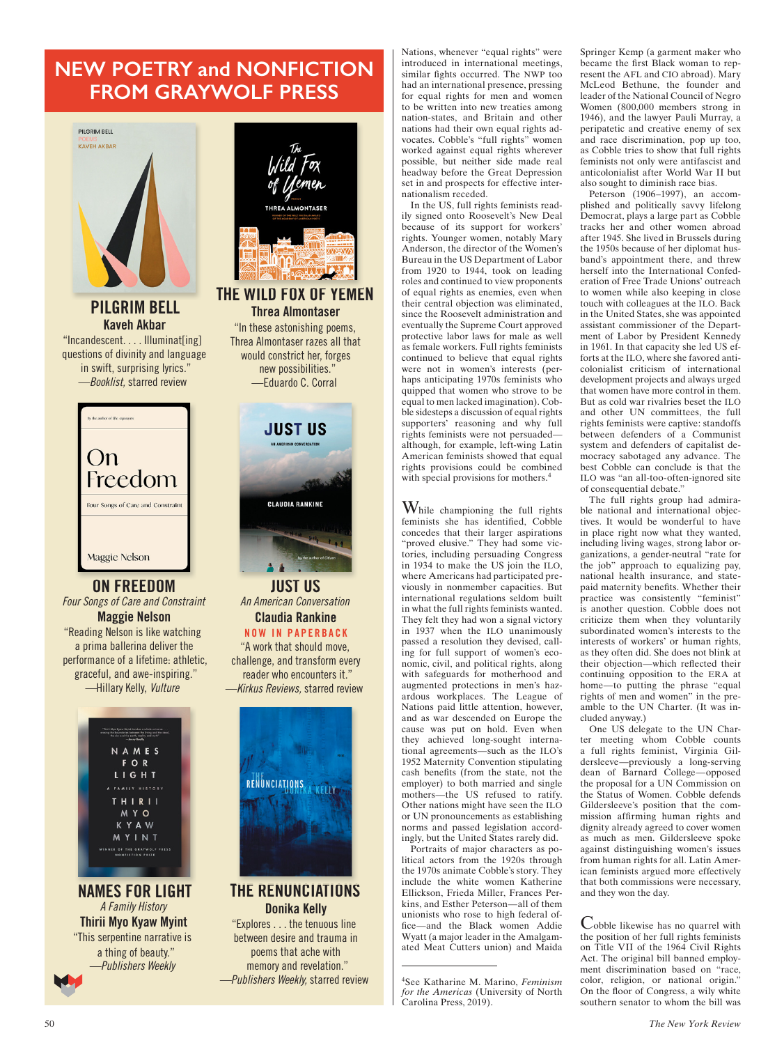# NEW POETRY and NONFICTION FROM GRAYWOLF PRESS

**PILGRIM BELL**
**Kaveh Akbar**
"Incandescent. . . . Illuminat[ing] questions of divinity and language in swift, surprising lyrics."
—*Booklist*, starred review

**THE WILD FOX OF YEMEN**
**Threa Almontaser**
"In these astonishing poems, Threa Almontaser razes all that would constrict her, forges new possibilities."
—Eduardo C. Corral

**ON FREEDOM**
*Four Songs of Care and Constraint*
**Maggie Nelson**
"Reading Nelson is like watching a prima ballerina deliver the performance of a lifetime: athletic, graceful, and awe-inspiring."
—Hillary Kelly, *Vulture*

**JUST US**
*An American Conversation*
**Claudia Rankine**
**NOW IN PAPERBACK**
"A work that should move, challenge, and transform every reader who encounters it."
—*Kirkus Reviews*, starred review

**NAMES FOR LIGHT**
*A Family History*
**Thirii Myo Kyaw Myint**
"This serpentine narrative is a thing of beauty."
—*Publishers Weekly*

**THE RENUNCIATIONS**
**Donika Kelly**
"Explores . . . the tenuous line between desire and trauma in poems that ache with memory and revelation."
—*Publishers Weekly*, starred review

---

Nations, whenever "equal rights" were introduced in international meetings, similar fights occurred. The NWP too had an international presence, pressing for equal rights for men and women to be written into new treaties among nation-states, and Britain and other nations had their own equal rights advocates. Cobble's "full rights" women worked against equal rights wherever possible, but neither side made real headway before the Great Depression set in and prospects for effective internationalism receded.

In the US, full rights feminists readily signed onto Roosevelt's New Deal because of its support for workers' rights. Younger women, notably Mary Anderson, the director of the Women's Bureau in the US Department of Labor from 1920 to 1944, took on leading roles and continued to view proponents of equal rights as enemies, even when their central objection was eliminated, since the Roosevelt administration and eventually the Supreme Court approved protective labor laws for male as well as female workers. Full rights feminists continued to believe that equal rights were not in women's interests (perhaps anticipating 1970s feminists who quipped that women who strove to be equal to men lacked imagination). Cobble sidesteps a discussion of equal rights supporters' reasoning and why full rights feminists were not persuaded—although, for example, left-wing Latin American feminists showed that equal rights provisions could be combined with special provisions for mothers.[4]

While championing the full rights feminists she has identified, Cobble concedes that their larger aspirations "proved elusive." They had some victories, including persuading Congress in 1934 to make the US join the ILO, where Americans had participated previously in nonmember capacities. But international regulations seldom built in what the full rights feminists wanted. They felt they had won a signal victory in 1937 when the ILO unanimously passed a resolution they devised, calling for full support of women's economic, civil, and political rights, along with safeguards for motherhood and augmented protections in men's hazardous workplaces. The League of Nations paid little attention, however, and as war descended on Europe the cause was put on hold. Even when they achieved long-sought international agreements—such as the ILO's 1952 Maternity Convention stipulating cash benefits (from the state, not the employer) to both married and single mothers—the US refused to ratify. Other nations might have seen the ILO or UN pronouncements as establishing norms and passed legislation accordingly, but the United States rarely did.

Portraits of major characters as political actors from the 1920s through the 1970s animate Cobble's story. They include the white women Katherine Ellickson, Frieda Miller, Frances Perkins, and Esther Peterson—all of them unionists who rose to high federal office—and the Black women Addie Wyatt (a major leader in the Amalgamated Meat Cutters union) and Maida Springer Kemp (a garment maker who became the first Black woman to represent the AFL and CIO abroad). Mary McLeod Bethune, the founder and leader of the National Council of Negro Women (800,000 members strong in 1946), and the lawyer Pauli Murray, a peripatetic and creative enemy of sex and race discrimination, pop up too, as Cobble tries to show that full rights feminists not only were antifascist and anticolonialist after World War II but also sought to diminish race bias.

Peterson (1906–1997), an accomplished and politically savvy lifelong Democrat, plays a large part as Cobble tracks her and other women abroad after 1945. She lived in Brussels during the 1950s because of her diplomat husband's appointment there, and threw herself into the International Confederation of Free Trade Unions' outreach to women while also keeping in close touch with colleagues at the ILO. Back in the United States, she was appointed assistant commissioner of the Department of Labor by President Kennedy in 1961. In that capacity she led US efforts at the ILO, where she favored anticolonialist criticism of international development projects and always urged that women have more control in them. But as cold war rivalries beset the ILO and other UN committees, the full rights feminists were captive: standoffs between defenders of a Communist system and defenders of capitalist democracy sabotaged any advance. The best Cobble can conclude is that the ILO was "an all-too-often-ignored site of consequential debate."

The full rights group had admirable national and international objectives. It would be wonderful to have in place right now what they wanted, including living wages, strong labor organizations, a gender-neutral "rate for the job" approach to equalizing pay, national health insurance, and state-paid maternity benefits. Whether their practice was consistently "feminist" is another question. Cobble does not criticize them when they voluntarily subordinated women's interests to the interests of workers' or human rights, as they often did. She does not blink at their objection—which reflected their continuing opposition to the ERA at home—to putting the phrase "equal rights of men and women" in the preamble to the UN Charter. (It was included anyway.)

One US delegate to the UN Charter meeting whom Cobble counts a full rights feminist, Virginia Gildersleeve—previously a long-serving dean of Barnard College—opposed the proposal for a UN Commission on the Status of Women. Cobble defends Gildersleeve's position that the commission affirming human rights and dignity already agreed to cover women as much as men. Gildersleeve spoke against distinguishing women's issues from human rights for all. Latin American feminists argued more effectively that both commissions were necessary, and they won the day.

Cobble likewise has no quarrel with the position of her full rights feminists on Title VII of the 1964 Civil Rights Act. The original bill banned employment discrimination based on "race, color, religion, or national origin." On the floor of Congress, a wily white southern senator to whom the bill was

---

[4] See Katharine M. Marino, *Feminism for the Americas* (University of North Carolina Press, 2019).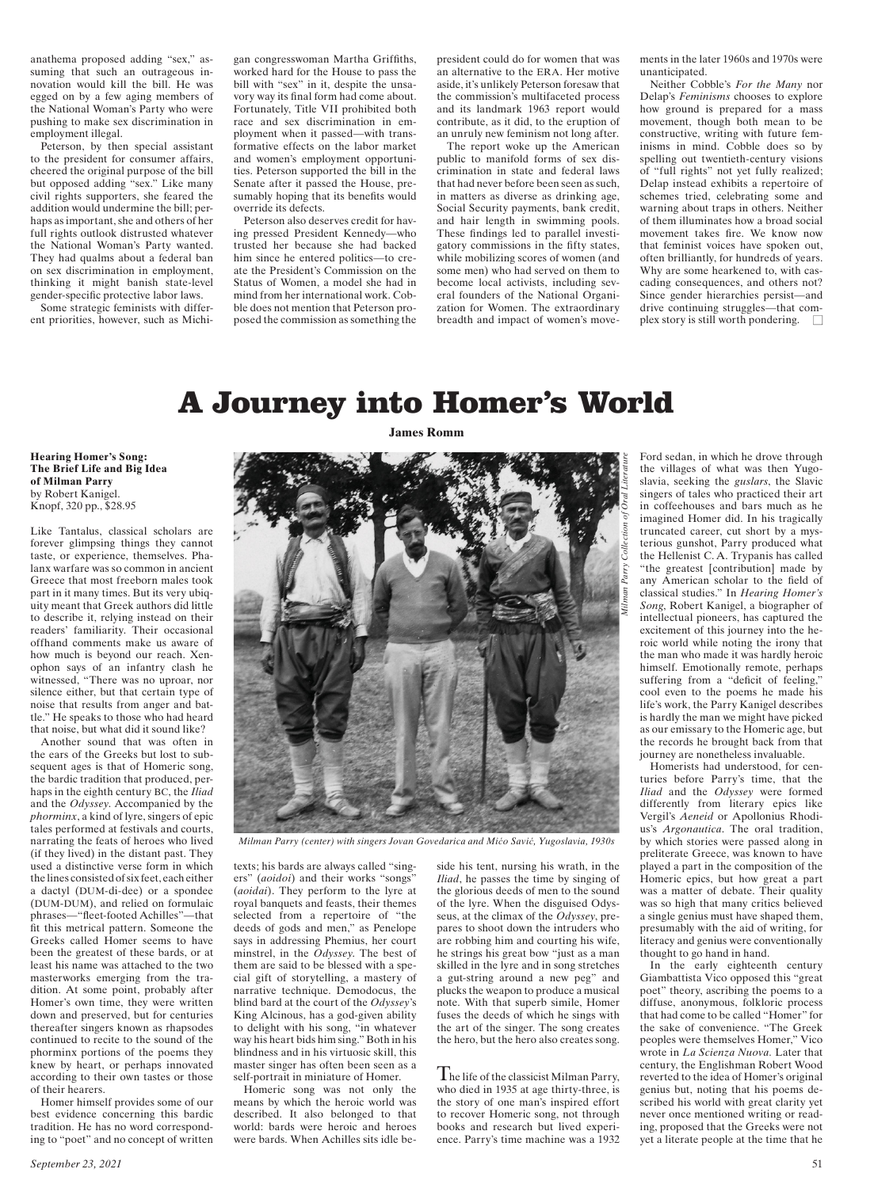anathema proposed adding "sex," assuming that such an outrageous innovation would kill the bill. He was egged on by a few aging members of the National Woman's Party who were pushing to make sex discrimination in employment illegal.

Peterson, by then special assistant to the president for consumer affairs, cheered the original purpose of the bill but opposed adding "sex." Like many civil rights supporters, she feared the addition would undermine the bill; perhaps as important, she and others of her full rights outlook distrusted whatever the National Woman's Party wanted. They had qualms about a federal ban on sex discrimination in employment, thinking it might banish state-level gender-specific protective labor laws.

Some strategic feminists with different priorities, however, such as Michigan congresswoman Martha Griffiths, worked hard for the House to pass the bill with "sex" in it, despite the unsavory way its final form had come about. Fortunately, Title VII prohibited both race and sex discrimination in employment when it passed—with transformative effects on the labor market and women's employment opportunities. Peterson supported the bill in the Senate after it passed the House, presumably hoping that its benefits would override its defects.

Peterson also deserves credit for having pressed President Kennedy—who trusted her because she had backed him since he entered politics—to create the President's Commission on the Status of Women, a model she had in mind from her international work. Cobble does not mention that Peterson proposed the commission as something the president could do for women that was an alternative to the ERA. Her motive aside, it's unlikely Peterson foresaw that the commission's multifaceted process and its landmark 1963 report would contribute, as it did, to the eruption of an unruly new feminism not long after.

The report woke up the American public to manifold forms of sex discrimination in state and federal laws that had never before been seen as such, in matters as diverse as drinking age, Social Security payments, bank credit, and hair length in swimming pools. These findings led to parallel investigatory commissions in the fifty states, while mobilizing scores of women (and some men) who had served on them to become local activists, including several founders of the National Organization for Women. The extraordinary breadth and impact of women's movements in the later 1960s and 1970s were unanticipated.

Neither Cobble's *For the Many* nor Delap's *Feminisms* chooses to explore how ground is prepared for a mass movement, though both mean to be constructive, writing with future feminisms in mind. Cobble does so by spelling out twentieth-century visions of "full rights" not yet fully realized; Delap instead exhibits a repertoire of schemes tried, celebrating some and warning about traps in others. Neither of them illuminates how a broad social movement takes fire. We know now that feminist voices have spoken out, often brilliantly, for hundreds of years. Why are some hearkened to, with cascading consequences, and others not? Since gender hierarchies persist—and drive continuing struggles—that complex story is still worth pondering. □

# A Journey into Homer's World

**James Romm**

**Hearing Homer's Song: The Brief Life and Big Idea of Milman Parry**
by Robert Kanigel.
Knopf, 320 pp., $28.95

Like Tantalus, classical scholars are forever glimpsing things they cannot taste, or experience, themselves. Phalanx warfare was so common in ancient Greece that most freeborn males took part in it many times. But its very ubiquity meant that Greek authors did little to describe it, relying instead on their readers' familiarity. Their occasional offhand comments make us aware of how much is beyond our reach. Xenophon says of an infantry clash he witnessed, "There was no uproar, nor silence either, but that certain type of noise that results from anger and battle." He speaks to those who had heard that noise, but what did it sound like?

Another sound that was often in the ears of the Greeks but lost to subsequent ages is that of Homeric song, the bardic tradition that produced, perhaps in the eighth century BC, the *Iliad* and the *Odyssey*. Accompanied by the *phorminx*, a kind of lyre, singers of epic tales performed at festivals and courts, narrating the feats of heroes who lived (if they lived) in the distant past. They used a distinctive verse form in which the lines consisted of six feet, each either a dactyl (DUM-di-dee) or a spondee (DUM-DUM), and relied on formulaic phrases—"fleet-footed Achilles"—that fit this metrical pattern. Someone the Greeks called Homer seems to have been the greatest of these bards, or at least his name was attached to the two masterworks emerging from the tradition. At some point, probably after Homer's own time, they were written down and preserved, but for centuries thereafter singers known as rhapsodes continued to recite to the sound of the phorminx portions of the poems they knew by heart, or perhaps innovated according to their own tastes or those of their hearers.

Homer himself provides some of our best evidence concerning this bardic tradition. He has no word corresponding to "poet" and no concept of written texts; his bards are always called "singers" (*aoidoi*) and their works "songs" (*aoidai*). They perform to the lyre at royal banquets and feasts, their themes selected from a repertoire of "the deeds of gods and men," as Penelope says in addressing Phemius, her court minstrel, in the *Odyssey*. The best of them are said to be blessed with a special gift of storytelling, a mastery of narrative technique. Demodocus, the blind bard at the court of the *Odyssey*'s King Alcinous, has a god-given ability to delight with his song, "in whatever way his heart bids him sing." Both in his blindness and in his virtuosic skill, this master singer has often been seen as a self-portrait in miniature of Homer.

Homeric song was not only the means by which the heroic world was described. It also belonged to that world: bards were heroic and heroes were bards. When Achilles sits idle beside his tent, nursing his wrath, in the *Iliad*, he passes the time by singing of the glorious deeds of men to the sound of the lyre. When the disguised Odysseus, at the climax of the *Odyssey*, prepares to shoot down the intruders who are robbing him and courting his wife, he strings his great bow "just as a man skilled in the lyre and in song stretches a gut-string around a new peg" and plucks the weapon to produce a musical note. With that superb simile, Homer fuses the deeds of which he sings with the art of the singer. The song creates the hero, but the hero also creates song.

*Milman Parry Collection of Oral Literature*

*Milman Parry (center) with singers Jovan Govedarica and Mićo Savić, Yugoslavia, 1930s*

The life of the classicist Milman Parry, who died in 1935 at age thirty-three, is the story of one man's inspired effort to recover Homeric song, not through books and research but lived experience. Parry's time machine was a 1932 Ford sedan, in which he drove through the villages of what was then Yugoslavia, seeking the *guslars*, the Slavic singers of tales who practiced their art in coffeehouses and bars much as he imagined Homer did. In his tragically truncated career, cut short by a mysterious gunshot, Parry produced what the Hellenist C. A. Trypanis has called "the greatest [contribution] made by any American scholar to the field of classical studies." In *Hearing Homer's Song*, Robert Kanigel, a biographer of intellectual pioneers, has captured the excitement of this journey into the heroic world while noting the irony that the man who made it was hardly heroic himself. Emotionally remote, perhaps suffering from a "deficit of feeling," cool even to the poems he made his life's work, the Parry Kanigel describes is hardly the man we might have picked as our emissary to the Homeric age, but the records he brought back from that journey are nonetheless invaluable.

Homerists had understood, for centuries before Parry's time, that the *Iliad* and the *Odyssey* were formed differently from literary epics like Vergil's *Aeneid* or Apollonius Rhodius's *Argonautica*. The oral tradition, by which stories were passed along in preliterate Greece, was known to have played a part in the composition of the Homeric epics, but how great a part was a matter of debate. Their quality was so high that many critics believed a single genius must have shaped them, presumably with the aid of writing, for literacy and genius were conventionally thought to go hand in hand.

In the early eighteenth century Giambattista Vico opposed this "great poet" theory, ascribing the poems to a diffuse, anonymous, folkloric process that had come to be called "Homer" for the sake of convenience. "The Greek peoples were themselves Homer," Vico wrote in *La Scienza Nuova*. Later that century, the Englishman Robert Wood reverted to the idea of Homer's original genius but, noting that his poems described his world with great clarity yet never once mentioned writing or reading, proposed that the Greeks were not yet a literate people at the time that he